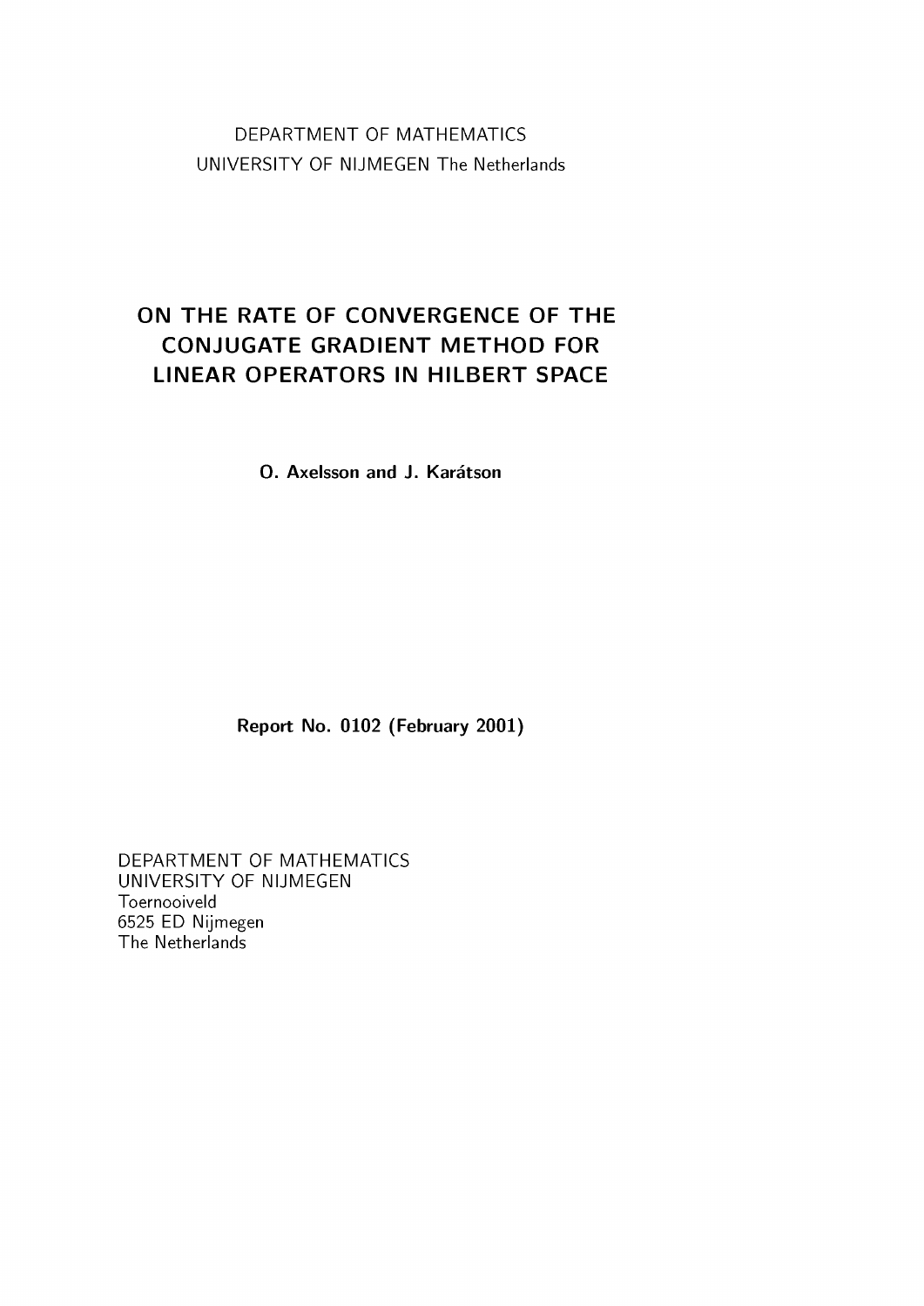DEPARTMENT OF MATHEMATICS
UNIVERSITY OF NIJMEGEN The Netherlands

# ON THE RATE OF CONVERGENCE OF THE CONJUGATE GRADIENT METHOD FOR LINEAR OPERATORS IN HILBERT SPACE

**O. Axelsson and J. Karátson**

**Report No. 0102 (February 2001)**

DEPARTMENT OF MATHEMATICS
UNIVERSITY OF NIJMEGEN
Toernooiveld
6525 ED Nijmegen
The Netherlands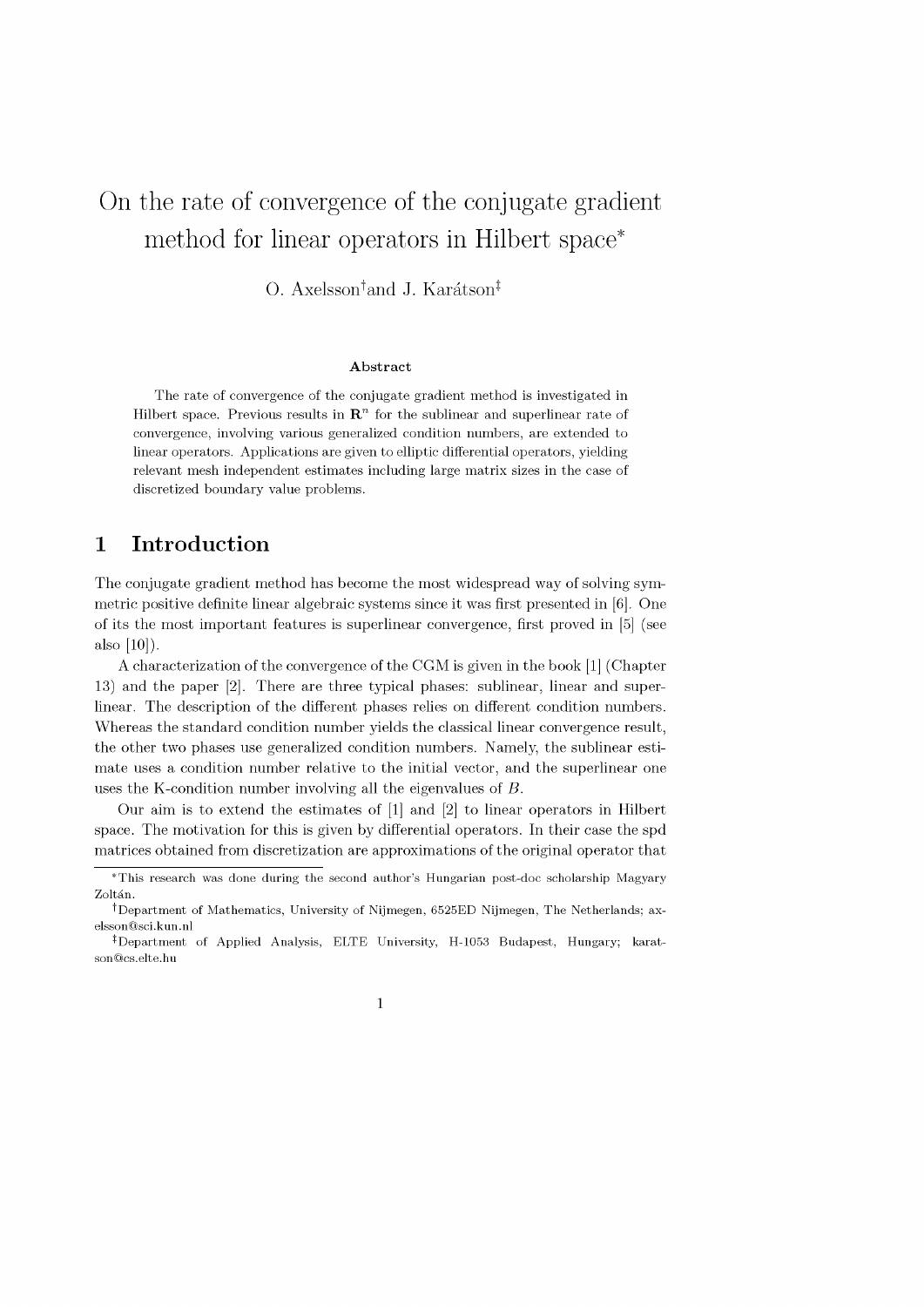# On the rate of convergence of the conjugate gradient method for linear operators in Hilbert space*

O. Axelsson†and J. Karátson‡

### Abstract

The rate of convergence of the conjugate gradient method is investigated in Hilbert space. Previous results in $\mathbf{R}^n$ for the sublinear and superlinear rate of convergence, involving various generalized condition numbers, are extended to linear operators. Applications are given to elliptic differential operators, yielding relevant mesh independent estimates including large matrix sizes in the case of discretized boundary value problems.

## 1 Introduction

The conjugate gradient method has become the most widespread way of solving symmetric positive definite linear algebraic systems since it was first presented in [6]. One of its the most important features is superlinear convergence, first proved in [5] (see also [10]).

A characterization of the convergence of the CGM is given in the book [1] (Chapter 13) and the paper [2]. There are three typical phases: sublinear, linear and superlinear. The description of the different phases relies on different condition numbers. Whereas the standard condition number yields the classical linear convergence result, the other two phases use generalized condition numbers. Namely, the sublinear estimate uses a condition number relative to the initial vector, and the superlinear one uses the K-condition number involving all the eigenvalues of $B$.

Our aim is to extend the estimates of [1] and [2] to linear operators in Hilbert space. The motivation for this is given by differential operators. In their case the spd matrices obtained from discretization are approximations of the original operator that

---

*This research was done during the second author's Hungarian post-doc scholarship Magyary Zoltán.

†Department of Mathematics, University of Nijmegen, 6525ED Nijmegen, The Netherlands; axelsson@sci.kun.nl

‡Department of Applied Analysis, ELTE University, H-1053 Budapest, Hungary; karatson@cs.elte.hu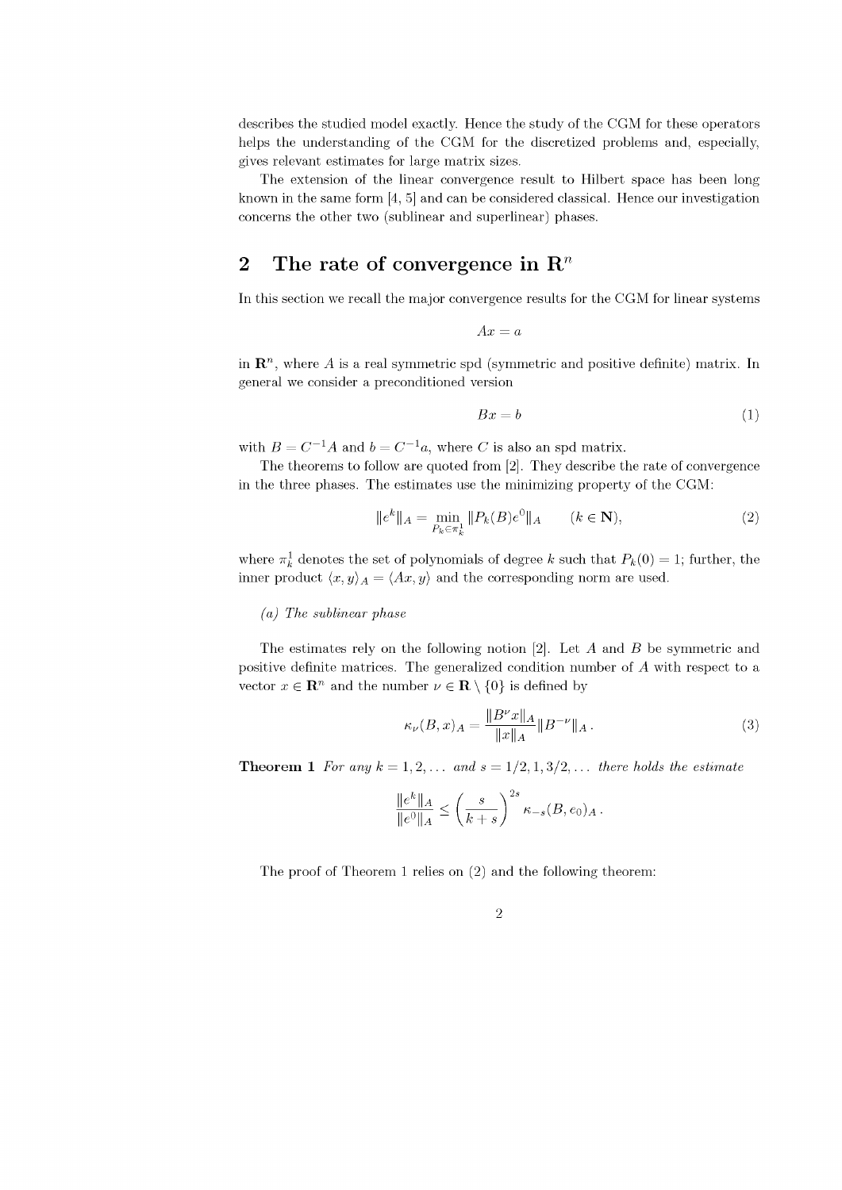describes the studied model exactly. Hence the study of the CGM for these operators helps the understanding of the CGM for the discretized problems and, especially, gives relevant estimates for large matrix sizes.

The extension of the linear convergence result to Hilbert space has been long known in the same form [4, 5] and can be considered classical. Hence our investigation concerns the other two (sublinear and superlinear) phases.

## 2 The rate of convergence in $\mathbf{R}^n$

In this section we recall the major convergence results for the CGM for linear systems

$$Ax = a$$

in $\mathbf{R}^n$, where $A$ is a real symmetric spd (symmetric and positive definite) matrix. In general we consider a preconditioned version

$$Bx = b \tag{1}$$

with $B = C^{-1}A$ and $b = C^{-1}a$, where $C$ is also an spd matrix.

The theorems to follow are quoted from [2]. They describe the rate of convergence in the three phases. The estimates use the minimizing property of the CGM:

$$\|e^k\|_A = \min_{P_k \in \pi_k^1} \|P_k(B)e^0\|_A \qquad (k \in \mathbf{N}), \tag{2}$$

where $\pi_k^1$ denotes the set of polynomials of degree $k$ such that $P_k(0) = 1$; further, the inner product $\langle x, y\rangle_A = \langle Ax, y\rangle$ and the corresponding norm are used.

*(a) The sublinear phase*

The estimates rely on the following notion [2]. Let $A$ and $B$ be symmetric and positive definite matrices. The generalized condition number of $A$ with respect to a vector $x \in \mathbf{R}^n$ and the number $\nu \in \mathbf{R} \setminus \{0\}$ is defined by

$$\kappa_\nu(B, x)_A = \frac{\|B^\nu x\|_A}{\|x\|_A}\|B^{-\nu}\|_A\,. \tag{3}$$

**Theorem 1** *For any $k = 1, 2, \ldots$ and $s = 1/2, 1, 3/2, \ldots$ there holds the estimate*

$$\frac{\|e^k\|_A}{\|e^0\|_A} \le \left(\frac{s}{k+s}\right)^{2s} \kappa_{-s}(B, e_0)_A\,.$$

The proof of Theorem 1 relies on (2) and the following theorem: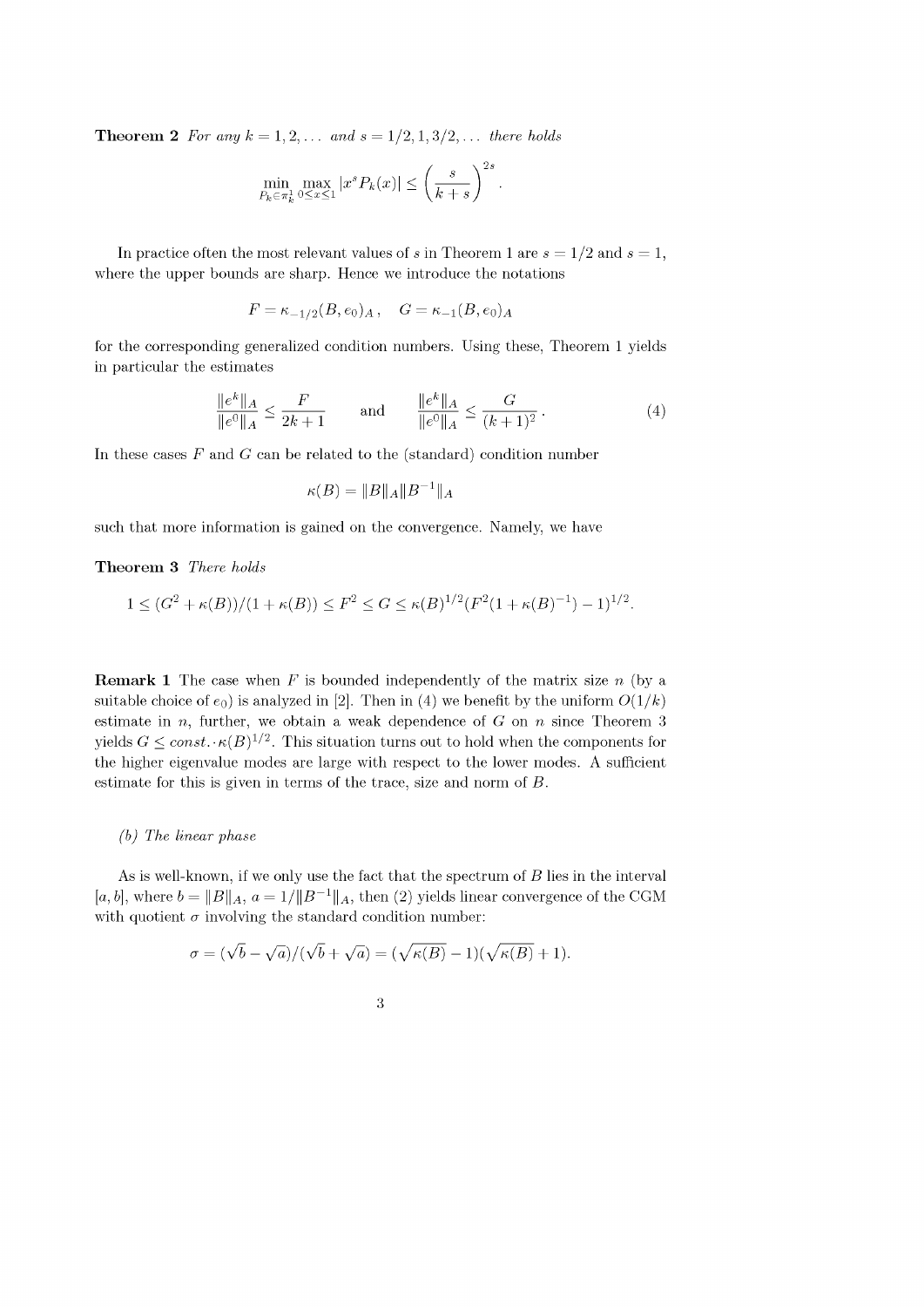**Theorem 2** *For any $k = 1, 2, \ldots$ and $s = 1/2, 1, 3/2, \ldots$ there holds*

$$\min_{P_k \in \pi_k^1} \max_{0 \le x \le 1} |x^s P_k(x)| \le \left( \frac{s}{k+s} \right)^{2s}.$$

In practice often the most relevant values of $s$ in Theorem 1 are $s = 1/2$ and $s = 1$, where the upper bounds are sharp. Hence we introduce the notations

$$F = \kappa_{-1/2}(B, e_0)_A, \quad G = \kappa_{-1}(B, e_0)_A$$

for the corresponding generalized condition numbers. Using these, Theorem 1 yields in particular the estimates

$$\frac{\|e^k\|_A}{\|e^0\|_A} \le \frac{F}{2k+1} \qquad \text{and} \qquad \frac{\|e^k\|_A}{\|e^0\|_A} \le \frac{G}{(k+1)^2}. \tag{4}$$

In these cases $F$ and $G$ can be related to the (standard) condition number

$$\kappa(B) = \|B\|_A \|B^{-1}\|_A$$

such that more information is gained on the convergence. Namely, we have

**Theorem 3** *There holds*

$$1 \le (G^2 + \kappa(B))/(1 + \kappa(B)) \le F^2 \le G \le \kappa(B)^{1/2}(F^2(1 + \kappa(B)^{-1}) - 1)^{1/2}.$$

**Remark 1** The case when $F$ is bounded independently of the matrix size $n$ (by a suitable choice of $e_0$) is analyzed in [2]. Then in (4) we benefit by the uniform $O(1/k)$ estimate in $n$, further, we obtain a weak dependence of $G$ on $n$ since Theorem 3 yields $G \le const. \cdot \kappa(B)^{1/2}$. This situation turns out to hold when the components for the higher eigenvalue modes are large with respect to the lower modes. A sufficient estimate for this is given in terms of the trace, size and norm of $B$.

*(b) The linear phase*

As is well-known, if we only use the fact that the spectrum of $B$ lies in the interval $[a, b]$, where $b = \|B\|_A$, $a = 1/\|B^{-1}\|_A$, then (2) yields linear convergence of the CGM with quotient $\sigma$ involving the standard condition number:

$$\sigma = (\sqrt{b} - \sqrt{a})/(\sqrt{b} + \sqrt{a}) = (\sqrt{\kappa(B)} - 1)(\sqrt{\kappa(B)} + 1).$$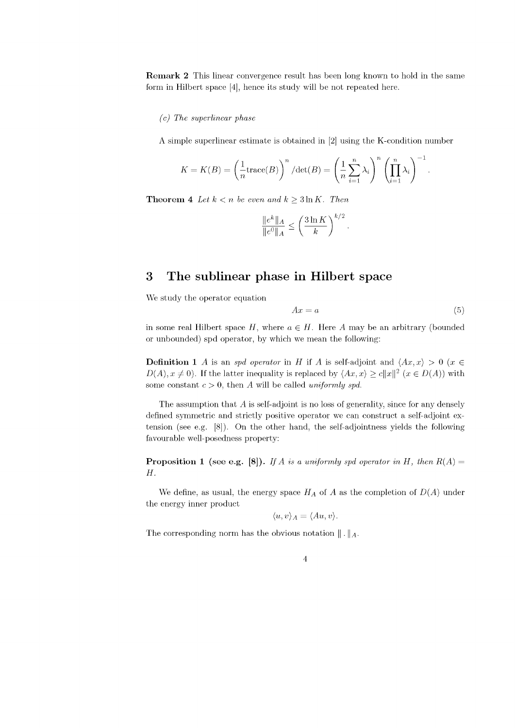**Remark 2** This linear convergence result has been long known to hold in the same form in Hilbert space [4], hence its study will be not repeated here.

*(c) The superlinear phase*

A simple superlinear estimate is obtained in [2] using the K-condition number

$$K = K(B) = \left(\frac{1}{n}\text{trace}(B)\right)^n / \det(B) = \left(\frac{1}{n}\sum_{i=1}^{n}\lambda_i\right)^n \left(\prod_{i=1}^{n}\lambda_i\right)^{-1}.$$

**Theorem 4** *Let $k < n$ be even and $k \geq 3 \ln K$. Then*

$$\frac{\|e^k\|_A}{\|e^0\|_A} \leq \left(\frac{3 \ln K}{k}\right)^{k/2}.$$

# 3 The sublinear phase in Hilbert space

We study the operator equation

$$Ax = a \tag{5}$$

in some real Hilbert space $H$, where $a \in H$. Here $A$ may be an arbitrary (bounded or unbounded) spd operator, by which we mean the following:

**Definition 1** $A$ is an *spd operator* in $H$ if $A$ is self-adjoint and $\langle Ax, x\rangle > 0$ ($x \in D(A), x \neq 0$). If the latter inequality is replaced by $\langle Ax, x\rangle \geq c\|x\|^2$ ($x \in D(A)$) with some constant $c > 0$, then $A$ will be called *uniformly spd.*

The assumption that $A$ is self-adjoint is no loss of generality, since for any densely defined symmetric and strictly positive operator we can construct a self-adjoint extension (see e.g. [8]). On the other hand, the self-adjointness yields the following favourable well-posedness property:

**Proposition 1 (see e.g. [8]).** *If $A$ is a uniformly spd operator in $H$, then $R(A) = H$.*

We define, as usual, the energy space $H_A$ of $A$ as the completion of $D(A)$ under the energy inner product

$$\langle u, v\rangle_A = \langle Au, v\rangle.$$

The corresponding norm has the obvious notation $\| \, . \, \|_A$.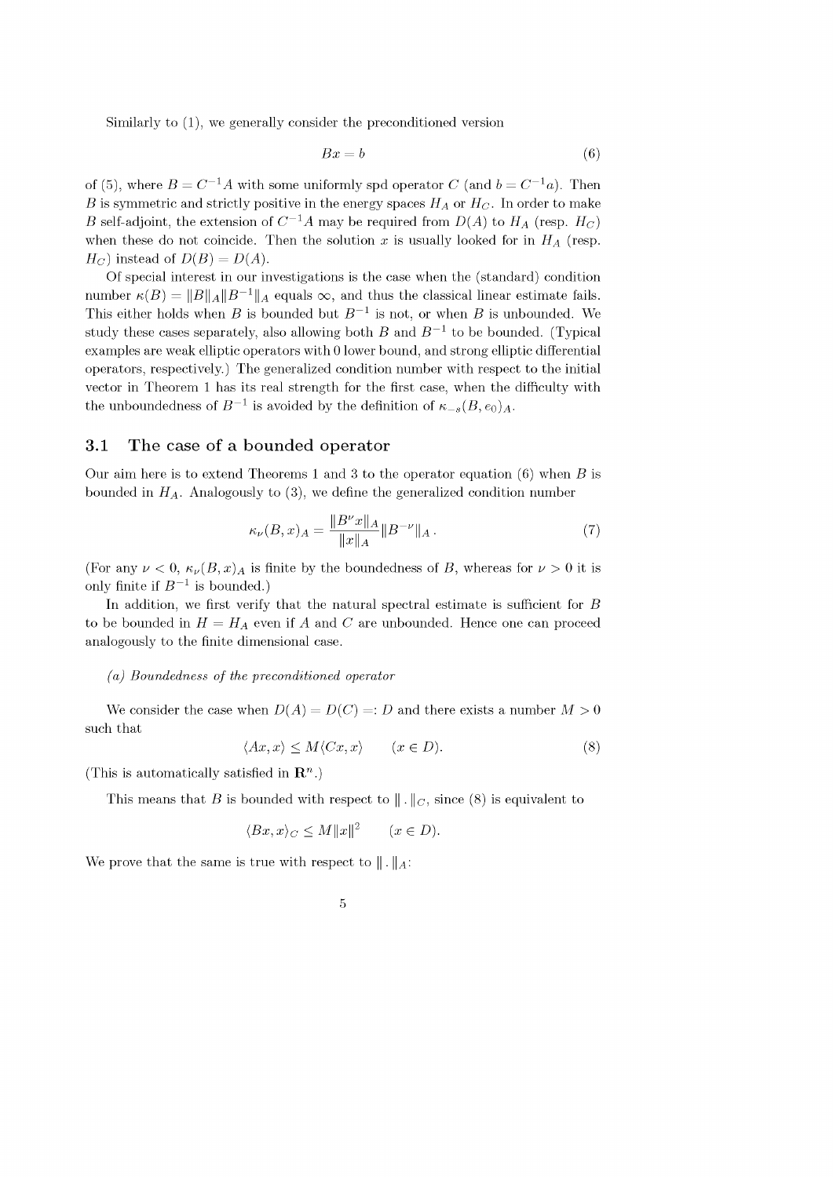Similarly to (1), we generally consider the preconditioned version

$$Bx = b \tag{6}$$

of (5), where $B = C^{-1}A$ with some uniformly spd operator $C$ (and $b = C^{-1}a$). Then $B$ is symmetric and strictly positive in the energy spaces $H_A$ or $H_C$. In order to make $B$ self-adjoint, the extension of $C^{-1}A$ may be required from $D(A)$ to $H_A$ (resp. $H_C$) when these do not coincide. Then the solution $x$ is usually looked for in $H_A$ (resp. $H_C$) instead of $D(B) = D(A)$.

Of special interest in our investigations is the case when the (standard) condition number $\kappa(B) = \|B\|_A \|B^{-1}\|_A$ equals $\infty$, and thus the classical linear estimate fails. This either holds when $B$ is bounded but $B^{-1}$ is not, or when $B$ is unbounded. We study these cases separately, also allowing both $B$ and $B^{-1}$ to be bounded. (Typical examples are weak elliptic operators with 0 lower bound, and strong elliptic differential operators, respectively.) The generalized condition number with respect to the initial vector in Theorem 1 has its real strength for the first case, when the difficulty with the unboundedness of $B^{-1}$ is avoided by the definition of $\kappa_{-s}(B, e_0)_A$.

### 3.1 The case of a bounded operator

Our aim here is to extend Theorems 1 and 3 to the operator equation (6) when $B$ is bounded in $H_A$. Analogously to (3), we define the generalized condition number

$$\kappa_\nu(B, x)_A = \frac{\|B^\nu x\|_A}{\|x\|_A} \|B^{-\nu}\|_A \,. \tag{7}$$

(For any $\nu < 0$, $\kappa_\nu(B, x)_A$ is finite by the boundedness of $B$, whereas for $\nu > 0$ it is only finite if $B^{-1}$ is bounded.)

In addition, we first verify that the natural spectral estimate is sufficient for $B$ to be bounded in $H = H_A$ even if $A$ and $C$ are unbounded. Hence one can proceed analogously to the finite dimensional case.

*(a) Boundedness of the preconditioned operator*

We consider the case when $D(A) = D(C) =: D$ and there exists a number $M > 0$ such that

$$\langle Ax, x \rangle \leq M \langle Cx, x \rangle \qquad (x \in D). \tag{8}$$

(This is automatically satisfied in $\mathbf{R}^n$.)

This means that $B$ is bounded with respect to $\| \,.\, \|_C$, since (8) is equivalent to

$$\langle Bx, x \rangle_C \leq M \|x\|^2 \qquad (x \in D).$$

We prove that the same is true with respect to $\| \,.\, \|_A$: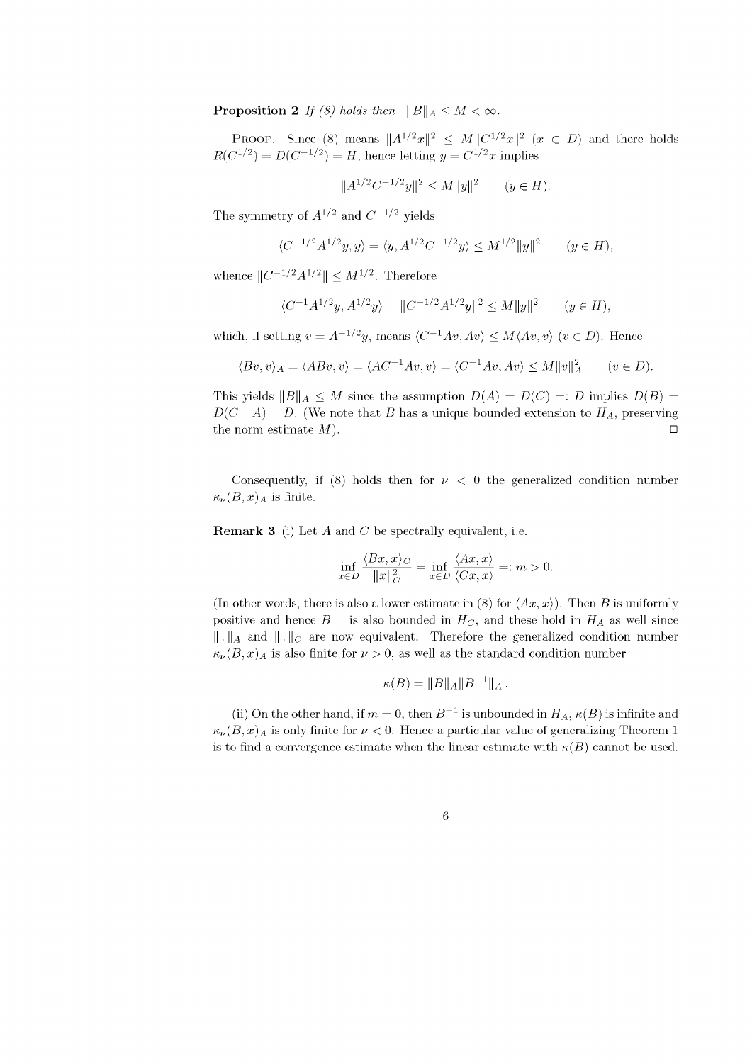**Proposition 2** *If (8) holds then* $\|B\|_A \le M < \infty$.

PROOF. Since (8) means $\|A^{1/2}x\|^2 \le M\|C^{1/2}x\|^2$ $(x \in D)$ and there holds $R(C^{1/2}) = D(C^{-1/2}) = H$, hence letting $y = C^{1/2}x$ implies

$$\|A^{1/2}C^{-1/2}y\|^2 \le M\|y\|^2 \qquad (y \in H).$$

The symmetry of $A^{1/2}$ and $C^{-1/2}$ yields

$$\langle C^{-1/2}A^{1/2}y, y\rangle = \langle y, A^{1/2}C^{-1/2}y\rangle \le M^{1/2}\|y\|^2 \qquad (y \in H),$$

whence $\|C^{-1/2}A^{1/2}\| \le M^{1/2}$. Therefore

$$\langle C^{-1}A^{1/2}y, A^{1/2}y\rangle = \|C^{-1/2}A^{1/2}y\|^2 \le M\|y\|^2 \qquad (y \in H),$$

which, if setting $v = A^{-1/2}y$, means $\langle C^{-1}Av, Av\rangle \le M\langle Av, v\rangle$ $(v \in D)$. Hence

$$\langle Bv, v\rangle_A = \langle ABv, v\rangle = \langle AC^{-1}Av, v\rangle = \langle C^{-1}Av, Av\rangle \le M\|v\|_A^2 \qquad (v \in D).$$

This yields $\|B\|_A \le M$ since the assumption $D(A) = D(C) =: D$ implies $D(B) = D(C^{-1}A) = D$. (We note that $B$ has a unique bounded extension to $H_A$, preserving the norm estimate $M$). □

Consequently, if (8) holds then for $\nu < 0$ the generalized condition number $\kappa_\nu(B, x)_A$ is finite.

**Remark 3** (i) Let $A$ and $C$ be spectrally equivalent, i.e.

$$\inf_{x\in D} \frac{\langle Bx, x\rangle_C}{\|x\|_C^2} = \inf_{x\in D} \frac{\langle Ax, x\rangle}{\langle Cx, x\rangle} =: m > 0.$$

(In other words, there is also a lower estimate in (8) for $\langle Ax, x\rangle$). Then $B$ is uniformly positive and hence $B^{-1}$ is also bounded in $H_C$, and these hold in $H_A$ as well since $\|\,.\,\|_A$ and $\|\,.\,\|_C$ are now equivalent. Therefore the generalized condition number $\kappa_\nu(B, x)_A$ is also finite for $\nu > 0$, as well as the standard condition number

$$\kappa(B) = \|B\|_A\|B^{-1}\|_A\,.$$

(ii) On the other hand, if $m = 0$, then $B^{-1}$ is unbounded in $H_A$, $\kappa(B)$ is infinite and $\kappa_\nu(B, x)_A$ is only finite for $\nu < 0$. Hence a particular value of generalizing Theorem 1 is to find a convergence estimate when the linear estimate with $\kappa(B)$ cannot be used.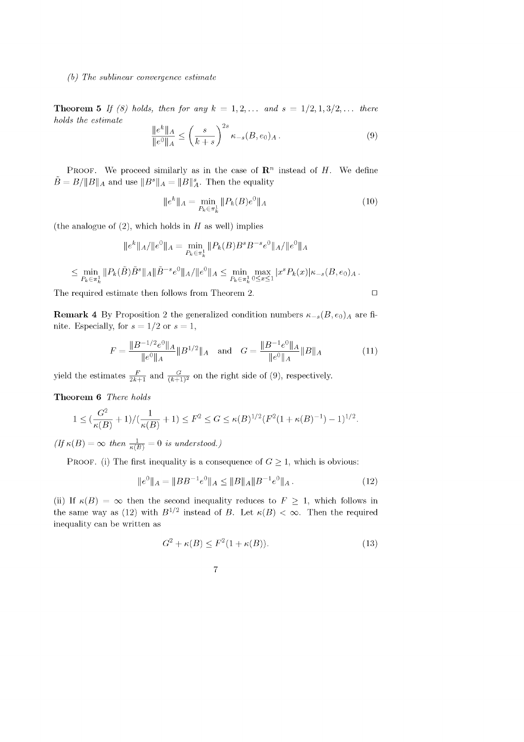*(b) The sublinear convergence estimate*

**Theorem 5** *If (8) holds, then for any $k = 1, 2, \ldots$ and $s = 1/2, 1, 3/2, \ldots$ there holds the estimate*

$$\frac{\|e^k\|_A}{\|e^0\|_A} \leq \left(\frac{s}{k+s}\right)^{2s} \kappa_{-s}(B, e_0)_A \,. \tag{9}$$

Proof. We proceed similarly as in the case of $\mathbf{R}^n$ instead of $H$. We define $\tilde{B} = B/\|B\|_A$ and use $\|B^s\|_A = \|B\|_A^s$. Then the equality

$$\|e^k\|_A = \min_{P_k \in \pi_k^1} \|P_k(B)e^0\|_A \tag{10}$$

(the analogue of (2), which holds in $H$ as well) implies

$$\|e^k\|_A / \|e^0\|_A = \min_{P_k \in \pi_k^1} \|P_k(B) B^s B^{-s} e^0\|_A / \|e^0\|_A$$

$$\leq \min_{P_k \in \pi_k^1} \|P_k(\tilde{B})\tilde{B}^s\|_A \|\tilde{B}^{-s} e^0\|_A / \|e^0\|_A \leq \min_{P_k \in \pi_k^1} \max_{0 \leq x \leq 1} |x^s P_k(x)| \kappa_{-s}(B, e_0)_A \,.$$

The required estimate then follows from Theorem 2. $\square$

**Remark 4** By Proposition 2 the generalized condition numbers $\kappa_{-s}(B, e_0)_A$ are finite. Especially, for $s = 1/2$ or $s = 1$,

$$F = \frac{\|B^{-1/2}e^0\|_A}{\|e^0\|_A} \|B^{1/2}\|_A \quad \text{and} \quad G = \frac{\|B^{-1}e^0\|_A}{\|e^0\|_A} \|B\|_A \tag{11}$$

yield the estimates $\frac{F}{2k+1}$ and $\frac{G}{(k+1)^2}$ on the right side of (9), respectively.

**Theorem 6** *There holds*

$$1 \leq \left(\frac{G^2}{\kappa(B)} + 1\right) / \left(\frac{1}{\kappa(B)} + 1\right) \leq F^2 \leq G \leq \kappa(B)^{1/2} (F^2(1 + \kappa(B)^{-1}) - 1)^{1/2}.$$

*(If $\kappa(B) = \infty$ then $\frac{1}{\kappa(B)} = 0$ is understood.)*

Proof. (i) The first inequality is a consequence of $G \geq 1$, which is obvious:

$$\|e^0\|_A = \|BB^{-1}e^0\|_A \leq \|B\|_A \|B^{-1}e^0\|_A \,. \tag{12}$$

(ii) If $\kappa(B) = \infty$ then the second inequality reduces to $F \geq 1$, which follows in the same way as (12) with $B^{1/2}$ instead of $B$. Let $\kappa(B) < \infty$. Then the required inequality can be written as

$$G^2 + \kappa(B) \leq F^2(1 + \kappa(B)). \tag{13}$$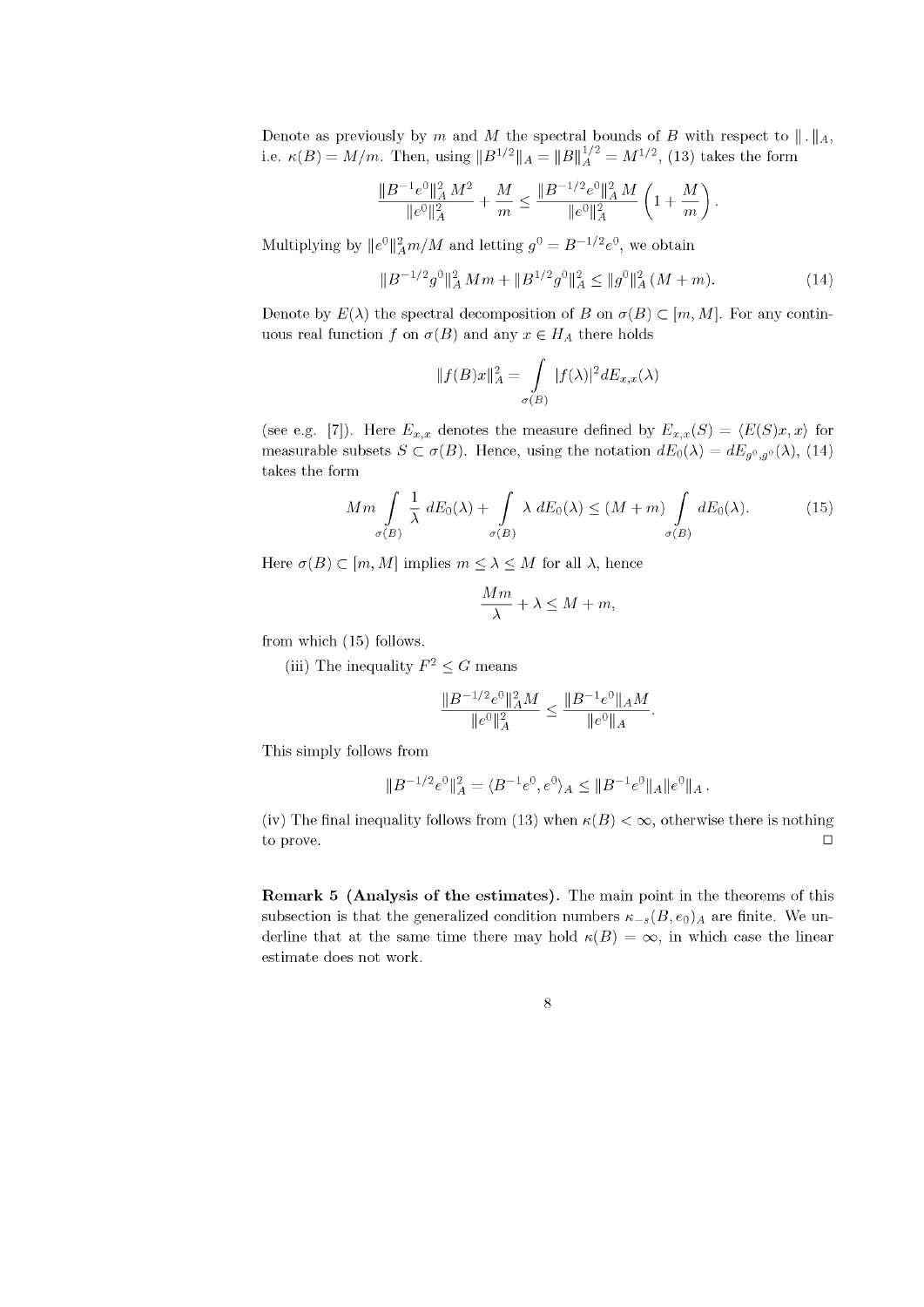Denote as previously by $m$ and $M$ the spectral bounds of $B$ with respect to $\| \,.\, \|_A$, i.e. $\kappa(B) = M/m$. Then, using $\|B^{1/2}\|_A = \|B\|_A^{1/2} = M^{1/2}$, (13) takes the form

$$\frac{\|B^{-1}e^0\|_A^2\, M^2}{\|e^0\|_A^2} + \frac{M}{m} \le \frac{\|B^{-1/2}e^0\|_A^2\, M}{\|e^0\|_A^2}\left(1 + \frac{M}{m}\right).$$

Multiplying by $\|e^0\|_A^2 m/M$ and letting $g^0 = B^{-1/2}e^0$, we obtain

$$\|B^{-1/2}g^0\|_A^2\, Mm + \|B^{1/2}g^0\|_A^2 \le \|g^0\|_A^2\,(M+m). \tag{14}$$

Denote by $E(\lambda)$ the spectral decomposition of $B$ on $\sigma(B) \subset [m, M]$. For any continuous real function $f$ on $\sigma(B)$ and any $x \in H_A$ there holds

$$\|f(B)x\|_A^2 = \int\limits_{\sigma(B)} |f(\lambda)|^2 dE_{x,x}(\lambda)$$

(see e.g. [7]). Here $E_{x,x}$ denotes the measure defined by $E_{x,x}(S) = \langle E(S)x, x\rangle$ for measurable subsets $S \subset \sigma(B)$. Hence, using the notation $dE_0(\lambda) = dE_{g^0,g^0}(\lambda)$, (14) takes the form

$$Mm \int\limits_{\sigma(B)} \frac{1}{\lambda}\, dE_0(\lambda) + \int\limits_{\sigma(B)} \lambda\, dE_0(\lambda) \le (M+m) \int\limits_{\sigma(B)} dE_0(\lambda). \tag{15}$$

Here $\sigma(B) \subset [m, M]$ implies $m \le \lambda \le M$ for all $\lambda$, hence

$$\frac{Mm}{\lambda} + \lambda \le M + m,$$

from which (15) follows.

(iii) The inequality $F^2 \le G$ means

$$\frac{\|B^{-1/2}e^0\|_A^2 M}{\|e^0\|_A^2} \le \frac{\|B^{-1}e^0\|_A M}{\|e^0\|_A}.$$

This simply follows from

$$\|B^{-1/2}e^0\|_A^2 = \langle B^{-1}e^0, e^0\rangle_A \le \|B^{-1}e^0\|_A \|e^0\|_A\,.$$

(iv) The final inequality follows from (13) when $\kappa(B) < \infty$, otherwise there is nothing to prove. □

**Remark 5 (Analysis of the estimates).** The main point in the theorems of this subsection is that the generalized condition numbers $\kappa_{-s}(B, e_0)_A$ are finite. We underline that at the same time there may hold $\kappa(B) = \infty$, in which case the linear estimate does not work.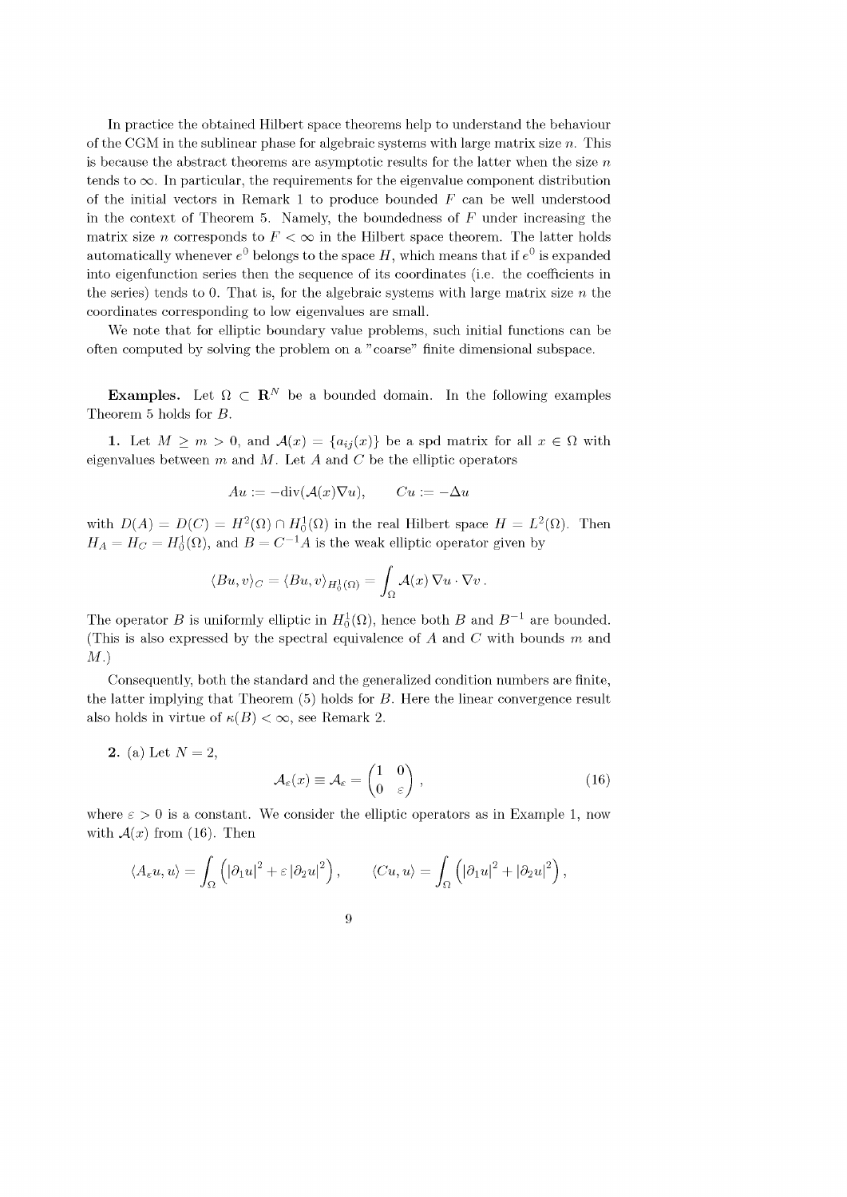In practice the obtained Hilbert space theorems help to understand the behaviour of the CGM in the sublinear phase for algebraic systems with large matrix size $n$. This is because the abstract theorems are asymptotic results for the latter when the size $n$ tends to $\infty$. In particular, the requirements for the eigenvalue component distribution of the initial vectors in Remark 1 to produce bounded $F$ can be well understood in the context of Theorem 5. Namely, the boundedness of $F$ under increasing the matrix size $n$ corresponds to $F < \infty$ in the Hilbert space theorem. The latter holds automatically whenever $e^0$ belongs to the space $H$, which means that if $e^0$ is expanded into eigenfunction series then the sequence of its coordinates (i.e. the coefficients in the series) tends to 0. That is, for the algebraic systems with large matrix size $n$ the coordinates corresponding to low eigenvalues are small.

We note that for elliptic boundary value problems, such initial functions can be often computed by solving the problem on a "coarse" finite dimensional subspace.

**Examples.** Let $\Omega \subset \mathbf{R}^N$ be a bounded domain. In the following examples Theorem 5 holds for $B$.

**1.** Let $M \geq m > 0$, and $\mathcal{A}(x) = \{a_{ij}(x)\}$ be a spd matrix for all $x \in \Omega$ with eigenvalues between $m$ and $M$. Let $A$ and $C$ be the elliptic operators

$$Au := -\text{div}(\mathcal{A}(x)\nabla u), \qquad Cu := -\Delta u$$

with $D(A) = D(C) = H^2(\Omega) \cap H_0^1(\Omega)$ in the real Hilbert space $H = L^2(\Omega)$. Then $H_A = H_C = H_0^1(\Omega)$, and $B = C^{-1}A$ is the weak elliptic operator given by

$$\langle Bu, v\rangle_C = \langle Bu, v\rangle_{H_0^1(\Omega)} = \int_\Omega \mathcal{A}(x)\,\nabla u \cdot \nabla v\,.$$

The operator $B$ is uniformly elliptic in $H_0^1(\Omega)$, hence both $B$ and $B^{-1}$ are bounded. (This is also expressed by the spectral equivalence of $A$ and $C$ with bounds $m$ and $M$.)

Consequently, both the standard and the generalized condition numbers are finite, the latter implying that Theorem (5) holds for $B$. Here the linear convergence result also holds in virtue of $\kappa(B) < \infty$, see Remark 2.

**2.** (a) Let $N = 2$,

$$\mathcal{A}_\varepsilon(x) \equiv \mathcal{A}_\varepsilon = \begin{pmatrix} 1 & 0 \\ 0 & \varepsilon \end{pmatrix}, \tag{16}$$

where $\varepsilon > 0$ is a constant. We consider the elliptic operators as in Example 1, now with $\mathcal{A}(x)$ from (16). Then

$$\langle A_\varepsilon u, u\rangle = \int_\Omega \left(|\partial_1 u|^2 + \varepsilon\,|\partial_2 u|^2\right), \qquad \langle Cu, u\rangle = \int_\Omega \left(|\partial_1 u|^2 + |\partial_2 u|^2\right),$$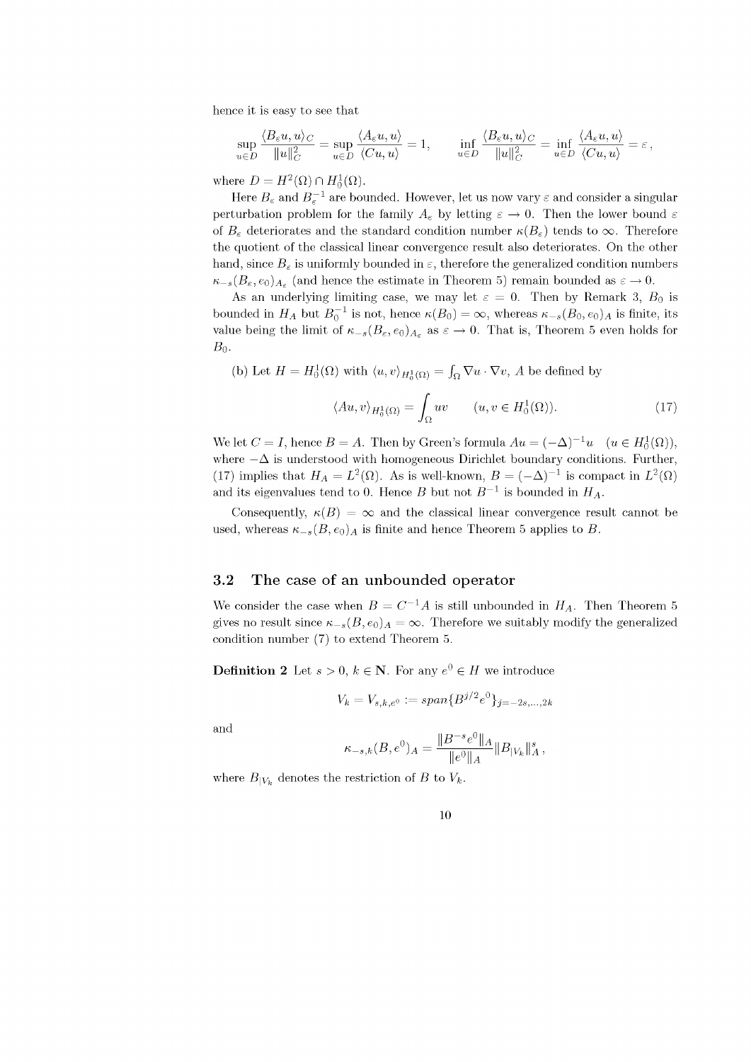hence it is easy to see that

$$\sup_{u \in D} \frac{\langle B_\varepsilon u, u \rangle_C}{\|u\|_C^2} = \sup_{u \in D} \frac{\langle A_\varepsilon u, u \rangle}{\langle Cu, u \rangle} = 1, \qquad \inf_{u \in D} \frac{\langle B_\varepsilon u, u \rangle_C}{\|u\|_C^2} = \inf_{u \in D} \frac{\langle A_\varepsilon u, u \rangle}{\langle Cu, u \rangle} = \varepsilon \,,$$

where $D = H^2(\Omega) \cap H_0^1(\Omega)$.

Here $B_\varepsilon$ and $B_\varepsilon^{-1}$ are bounded. However, let us now vary $\varepsilon$ and consider a singular perturbation problem for the family $A_\varepsilon$ by letting $\varepsilon \to 0$. Then the lower bound $\varepsilon$ of $B_\varepsilon$ deteriorates and the standard condition number $\kappa(B_\varepsilon)$ tends to $\infty$. Therefore the quotient of the classical linear convergence result also deteriorates. On the other hand, since $B_\varepsilon$ is uniformly bounded in $\varepsilon$, therefore the generalized condition numbers $\kappa_{-s}(B_\varepsilon, e_0)_{A_\varepsilon}$ (and hence the estimate in Theorem 5) remain bounded as $\varepsilon \to 0$.

As an underlying limiting case, we may let $\varepsilon = 0$. Then by Remark 3, $B_0$ is bounded in $H_A$ but $B_0^{-1}$ is not, hence $\kappa(B_0) = \infty$, whereas $\kappa_{-s}(B_0, e_0)_A$ is finite, its value being the limit of $\kappa_{-s}(B_\varepsilon, e_0)_{A_\varepsilon}$ as $\varepsilon \to 0$. That is, Theorem 5 even holds for $B_0$.

(b) Let $H = H_0^1(\Omega)$ with $\langle u, v \rangle_{H_0^1(\Omega)} = \int_\Omega \nabla u \cdot \nabla v$, $A$ be defined by

$$\langle Au, v \rangle_{H_0^1(\Omega)} = \int_\Omega uv \qquad (u, v \in H_0^1(\Omega)). \tag{17}$$

We let $C = I$, hence $B = A$. Then by Green's formula $Au = (-\Delta)^{-1} u \quad (u \in H_0^1(\Omega))$, where $-\Delta$ is understood with homogeneous Dirichlet boundary conditions. Further, (17) implies that $H_A = L^2(\Omega)$. As is well-known, $B = (-\Delta)^{-1}$ is compact in $L^2(\Omega)$ and its eigenvalues tend to 0. Hence $B$ but not $B^{-1}$ is bounded in $H_A$.

Consequently, $\kappa(B) = \infty$ and the classical linear convergence result cannot be used, whereas $\kappa_{-s}(B, e_0)_A$ is finite and hence Theorem 5 applies to $B$.

## 3.2 The case of an unbounded operator

We consider the case when $B = C^{-1}A$ is still unbounded in $H_A$. Then Theorem 5 gives no result since $\kappa_{-s}(B, e_0)_A = \infty$. Therefore we suitably modify the generalized condition number (7) to extend Theorem 5.

**Definition 2** Let $s > 0$, $k \in \mathbf{N}$. For any $e^0 \in H$ we introduce

$$V_k = V_{s,k,e^0} := span\{B^{j/2} e^0\}_{j=-2s,\ldots,2k}$$

and

$$\kappa_{-s,k}(B, e^0)_A = \frac{\|B^{-s} e^0\|_A}{\|e^0\|_A} \|B_{|V_k}\|_A^s \,,$$

where $B_{|V_k}$ denotes the restriction of $B$ to $V_k$.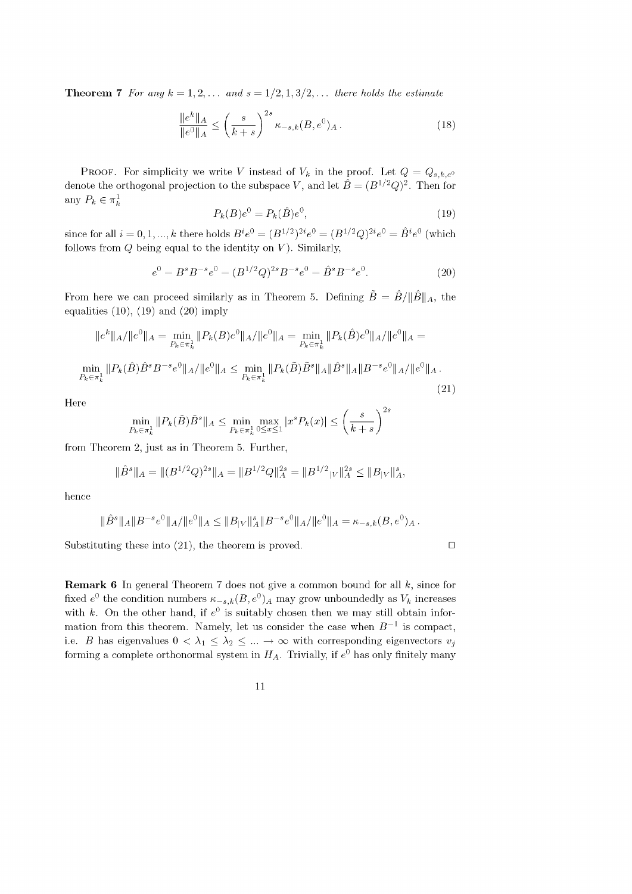**Theorem 7** *For any $k = 1, 2, \dots$ and $s = 1/2, 1, 3/2, \dots$ there holds the estimate*

$$\frac{\|e^k\|_A}{\|e^0\|_A} \le \left(\frac{s}{k+s}\right)^{2s} \kappa_{-s,k}(B, e^0)_A \,. \tag{18}$$

PROOF. For simplicity we write $V$ instead of $V_k$ in the proof. Let $Q = Q_{s,k,e^0}$ denote the orthogonal projection to the subspace $V$, and let $\hat{B} = (B^{1/2}Q)^2$. Then for any $P_k \in \pi_k^1$

$$P_k(B)e^0 = P_k(\hat{B})e^0, \tag{19}$$

since for all $i = 0, 1, ..., k$ there holds $B^i e^0 = (B^{1/2})^{2i} e^0 = (B^{1/2}Q)^{2i} e^0 = \hat{B}^i e^0$ (which follows from $Q$ being equal to the identity on $V$). Similarly,

$$e^0 = B^s B^{-s} e^0 = (B^{1/2}Q)^{2s} B^{-s} e^0 = \hat{B}^s B^{-s} e^0. \tag{20}$$

From here we can proceed similarly as in Theorem 5. Defining $\tilde{B} = \hat{B}/\|\hat{B}\|_A$, the equalities (10), (19) and (20) imply

$$\|e^k\|_A/\|e^0\|_A = \min_{P_k \in \pi_k^1} \|P_k(B)e^0\|_A/\|e^0\|_A = \min_{P_k \in \pi_k^1} \|P_k(\hat{B})e^0\|_A/\|e^0\|_A =$$

$$\min_{P_k \in \pi_k^1} \|P_k(\hat{B})\hat{B}^s B^{-s} e^0\|_A/\|e^0\|_A \le \min_{P_k \in \pi_k^1} \|P_k(\tilde{B})\tilde{B}^s\|_A \|\hat{B}^s\|_A \|B^{-s}e^0\|_A/\|e^0\|_A \,. \tag{21}$$

Here

$$\min_{P_k \in \pi_k^1} \|P_k(\tilde{B})\tilde{B}^s\|_A \le \min_{P_k \in \pi_k^1} \max_{0 \le x \le 1} |x^s P_k(x)| \le \left(\frac{s}{k+s}\right)^{2s}$$

from Theorem 2, just as in Theorem 5. Further,

$$\|\hat{B}^s\|_A = \|(B^{1/2}Q)^{2s}\|_A = \|B^{1/2}Q\|_A^{2s} = \|B^{1/2}{}_{|V}\|_A^{2s} \le \|B_{|V}\|_A^s,$$

hence

$$\|\hat{B}^s\|_A \|B^{-s}e^0\|_A/\|e^0\|_A \le \|B_{|V}\|_A^s \|B^{-s}e^0\|_A/\|e^0\|_A = \kappa_{-s,k}(B, e^0)_A \,.$$

Substituting these into (21), the theorem is proved. □

**Remark 6** In general Theorem 7 does not give a common bound for all $k$, since for fixed $e^0$ the condition numbers $\kappa_{-s,k}(B, e^0)_A$ may grow unboundedly as $V_k$ increases with $k$. On the other hand, if $e^0$ is suitably chosen then we may still obtain information from this theorem. Namely, let us consider the case when $B^{-1}$ is compact, i.e. $B$ has eigenvalues $0 < \lambda_1 \le \lambda_2 \le \dots \to \infty$ with corresponding eigenvectors $v_j$ forming a complete orthonormal system in $H_A$. Trivially, if $e^0$ has only finitely many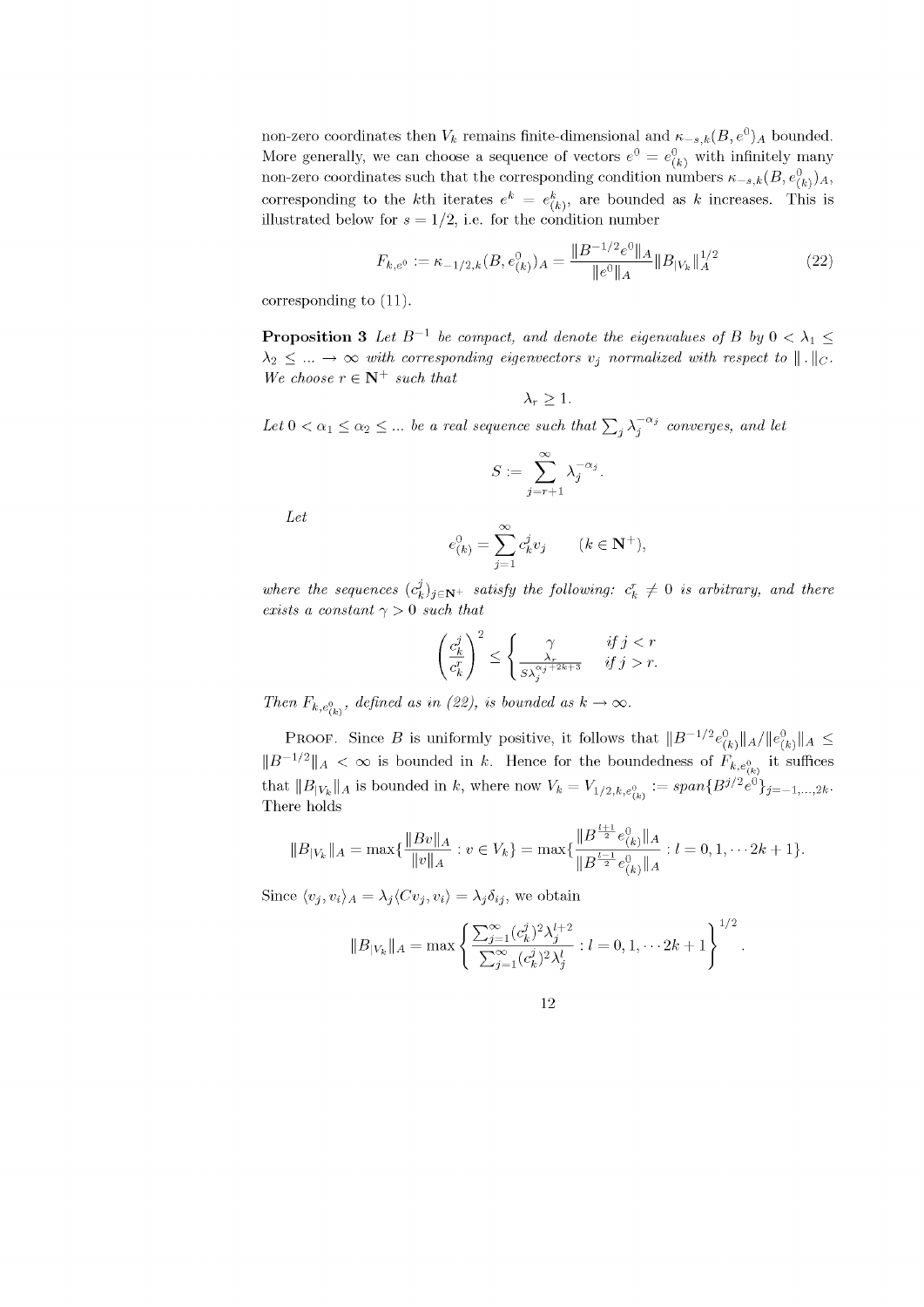non-zero coordinates then $V_k$ remains finite-dimensional and $\kappa_{-s,k}(B,e^0)_A$ bounded. More generally, we can choose a sequence of vectors $e^0 = e^0_{(k)}$ with infinitely many non-zero coordinates such that the corresponding condition numbers $\kappa_{-s,k}(B,e^0_{(k)})_A$, corresponding to the $k$th iterates $e^k = e^k_{(k)}$, are bounded as $k$ increases. This is illustrated below for $s = 1/2$, i.e. for the condition number

$$F_{k,e^0} := \kappa_{-1/2,k}(B,e^0_{(k)})_A = \frac{\|B^{-1/2}e^0\|_A}{\|e^0\|_A}\|B_{|V_k}\|_A^{1/2} \tag{22}$$

corresponding to (11).

**Proposition 3** *Let $B^{-1}$ be compact, and denote the eigenvalues of $B$ by $0 < \lambda_1 \le \lambda_2 \le \ldots \to \infty$ with corresponding eigenvectors $v_j$ normalized with respect to $\|\,.\,\|_C$. We choose $r \in \mathbf{N}^+$ such that*

$$\lambda_r \ge 1.$$

*Let $0 < \alpha_1 \le \alpha_2 \le \ldots$ be a real sequence such that $\sum_j \lambda_j^{-\alpha_j}$ converges, and let*

$$S := \sum_{j=r+1}^{\infty} \lambda_j^{-\alpha_j}.$$

*Let*

$$e^0_{(k)} = \sum_{j=1}^{\infty} c_k^j v_j \qquad (k \in \mathbf{N}^+),$$

*where the sequences $(c_k^j)_{j\in\mathbf{N}^+}$ satisfy the following: $c_k^r \ne 0$ is arbitrary, and there exists a constant $\gamma > 0$ such that*

$$\left(\frac{c_k^j}{c_k^r}\right)^2 \le \begin{cases} \gamma & \text{if } j < r \\ \dfrac{\lambda_r}{S\lambda_j^{\alpha_j+2k+3}} & \text{if } j > r. \end{cases}$$

*Then $F_{k,e^0_{(k)}}$, defined as in (22), is bounded as $k \to \infty$.*

Proof. Since $B$ is uniformly positive, it follows that $\|B^{-1/2}e^0_{(k)}\|_A/\|e^0_{(k)}\|_A \le \|B^{-1/2}\|_A < \infty$ is bounded in $k$. Hence for the boundedness of $F_{k,e^0_{(k)}}$ it suffices that $\|B_{|V_k}\|_A$ is bounded in $k$, where now $V_k = V_{1/2,k,e^0_{(k)}} := span\{B^{j/2}e^0\}_{j=-1,\ldots,2k}$. There holds

$$\|B_{|V_k}\|_A = \max\{\frac{\|Bv\|_A}{\|v\|_A} : v \in V_k\} = \max\{\frac{\|B^{\frac{l+1}{2}}e^0_{(k)}\|_A}{\|B^{\frac{l-1}{2}}e^0_{(k)}\|_A} : l = 0,1,\cdots 2k+1\}.$$

Since $\langle v_j, v_i\rangle_A = \lambda_j\langle Cv_j, v_i\rangle = \lambda_j\delta_{ij}$, we obtain

$$\|B_{|V_k}\|_A = \max\left\{\frac{\sum_{j=1}^{\infty}(c_k^j)^2\lambda_j^{l+2}}{\sum_{j=1}^{\infty}(c_k^j)^2\lambda_j^{l}} : l = 0,1,\cdots 2k+1\right\}^{1/2}.$$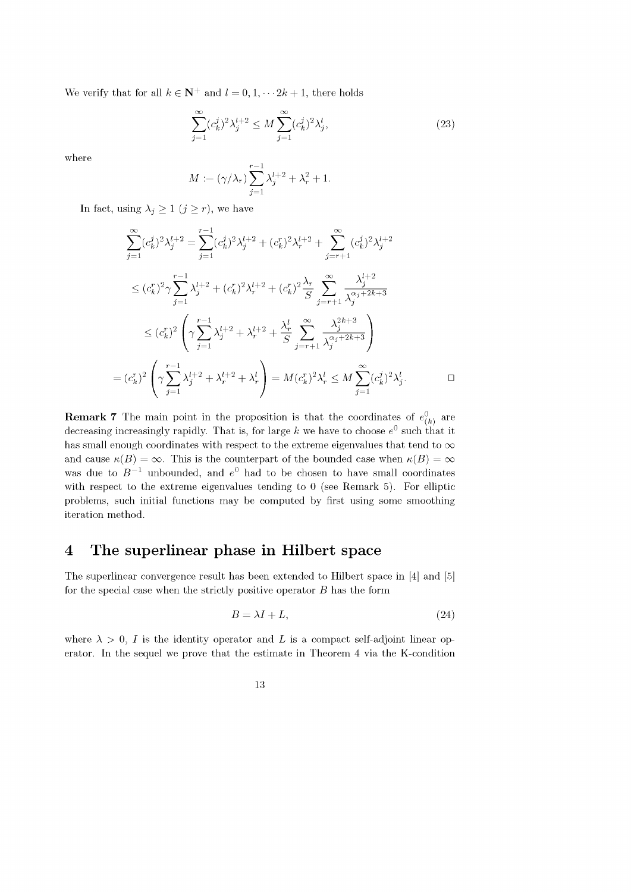We verify that for all $k \in \mathbf{N}^+$ and $l = 0, 1, \cdots 2k+1$, there holds

$$\sum_{j=1}^{\infty} (c_k^j)^2 \lambda_j^{l+2} \leq M \sum_{j=1}^{\infty} (c_k^j)^2 \lambda_j^l, \tag{23}$$

where

$$M := (\gamma/\lambda_r) \sum_{j=1}^{r-1} \lambda_j^{l+2} + \lambda_r^2 + 1.$$

In fact, using $\lambda_j \geq 1$ $(j \geq r)$, we have

$$\sum_{j=1}^{\infty} (c_k^j)^2 \lambda_j^{l+2} = \sum_{j=1}^{r-1} (c_k^j)^2 \lambda_j^{l+2} + (c_k^r)^2 \lambda_r^{l+2} + \sum_{j=r+1}^{\infty} (c_k^j)^2 \lambda_j^{l+2}$$

$$\leq (c_k^r)^2 \gamma \sum_{j=1}^{r-1} \lambda_j^{l+2} + (c_k^r)^2 \lambda_r^{l+2} + (c_k^r)^2 \frac{\lambda_r}{S} \sum_{j=r+1}^{\infty} \frac{\lambda_j^{l+2}}{\lambda_j^{\alpha_j + 2k+3}}$$

$$\leq (c_k^r)^2 \left( \gamma \sum_{j=1}^{r-1} \lambda_j^{l+2} + \lambda_r^{l+2} + \frac{\lambda_r^l}{S} \sum_{j=r+1}^{\infty} \frac{\lambda_j^{2k+3}}{\lambda_j^{\alpha_j + 2k+3}} \right)$$

$$= (c_k^r)^2 \left( \gamma \sum_{j=1}^{r-1} \lambda_j^{l+2} + \lambda_r^{l+2} + \lambda_r^l \right) = M (c_k^r)^2 \lambda_r^l \leq M \sum_{j=1}^{\infty} (c_k^j)^2 \lambda_j^l. \qquad \square$$

**Remark 7** The main point in the proposition is that the coordinates of $e_{(k)}^0$ are decreasing increasingly rapidly. That is, for large $k$ we have to choose $e^0$ such that it has small enough coordinates with respect to the extreme eigenvalues that tend to $\infty$ and cause $\kappa(B) = \infty$. This is the counterpart of the bounded case when $\kappa(B) = \infty$ was due to $B^{-1}$ unbounded, and $e^0$ had to be chosen to have small coordinates with respect to the extreme eigenvalues tending to 0 (see Remark 5). For elliptic problems, such initial functions may be computed by first using some smoothing iteration method.

# 4 The superlinear phase in Hilbert space

The superlinear convergence result has been extended to Hilbert space in [4] and [5] for the special case when the strictly positive operator $B$ has the form

$$B = \lambda I + L, \tag{24}$$

where $\lambda > 0$, $I$ is the identity operator and $L$ is a compact self-adjoint linear operator. In the sequel we prove that the estimate in Theorem 4 via the K-condition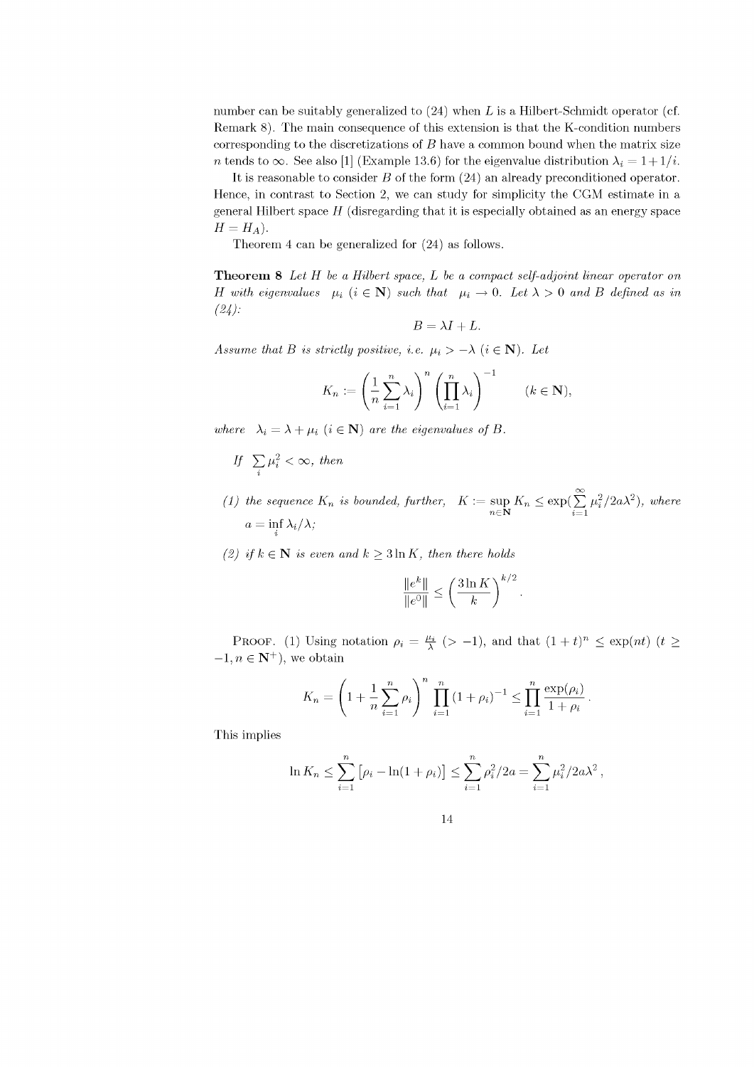number can be suitably generalized to (24) when $L$ is a Hilbert-Schmidt operator (cf. Remark 8). The main consequence of this extension is that the K-condition numbers corresponding to the discretizations of $B$ have a common bound when the matrix size $n$ tends to $\infty$. See also [1] (Example 13.6) for the eigenvalue distribution $\lambda_i = 1+1/i$.

It is reasonable to consider $B$ of the form (24) an already preconditioned operator. Hence, in contrast to Section 2, we can study for simplicity the CGM estimate in a general Hilbert space $H$ (disregarding that it is especially obtained as an energy space $H = H_A$).

Theorem 4 can be generalized for (24) as follows.

**Theorem 8** *Let $H$ be a Hilbert space, $L$ be a compact self-adjoint linear operator on $H$ with eigenvalues $\mu_i$ $(i \in \mathbf{N})$ such that $\mu_i \to 0$. Let $\lambda > 0$ and $B$ defined as in (24):*

$$B = \lambda I + L.$$

*Assume that $B$ is strictly positive, i.e. $\mu_i > -\lambda$ $(i \in \mathbf{N})$. Let*

$$K_n := \left( \frac{1}{n} \sum_{i=1}^{n} \lambda_i \right)^n \left( \prod_{i=1}^{n} \lambda_i \right)^{-1} \qquad (k \in \mathbf{N}),$$

*where $\lambda_i = \lambda + \mu_i$ $(i \in \mathbf{N})$ are the eigenvalues of $B$.*

*If $\sum_i \mu_i^2 < \infty$, then*

*(1) the sequence $K_n$ is bounded, further, $K := \sup_{n \in \mathbf{N}} K_n \le \exp(\sum_{i=1}^{\infty} \mu_i^2 / 2a\lambda^2)$, where $a = \inf_i \lambda_i / \lambda$;*

*(2) if $k \in \mathbf{N}$ is even and $k \ge 3 \ln K$, then there holds*

$$\frac{\|e^k\|}{\|e^0\|} \le \left( \frac{3 \ln K}{k} \right)^{k/2}.$$

Proof. (1) Using notation $\rho_i = \frac{\mu_i}{\lambda}$ $(> -1)$, and that $(1+t)^n \le \exp(nt)$ $(t \ge -1, n \in \mathbf{N}^+)$, we obtain

$$K_n = \left( 1 + \frac{1}{n} \sum_{i=1}^{n} \rho_i \right)^n \prod_{i=1}^{n} (1 + \rho_i)^{-1} \le \prod_{i=1}^{n} \frac{\exp(\rho_i)}{1 + \rho_i}.$$

This implies

$$\ln K_n \le \sum_{i=1}^{n} \left[ \rho_i - \ln(1 + \rho_i) \right] \le \sum_{i=1}^{n} \rho_i^2 / 2a = \sum_{i=1}^{n} \mu_i^2 / 2a\lambda^2,$$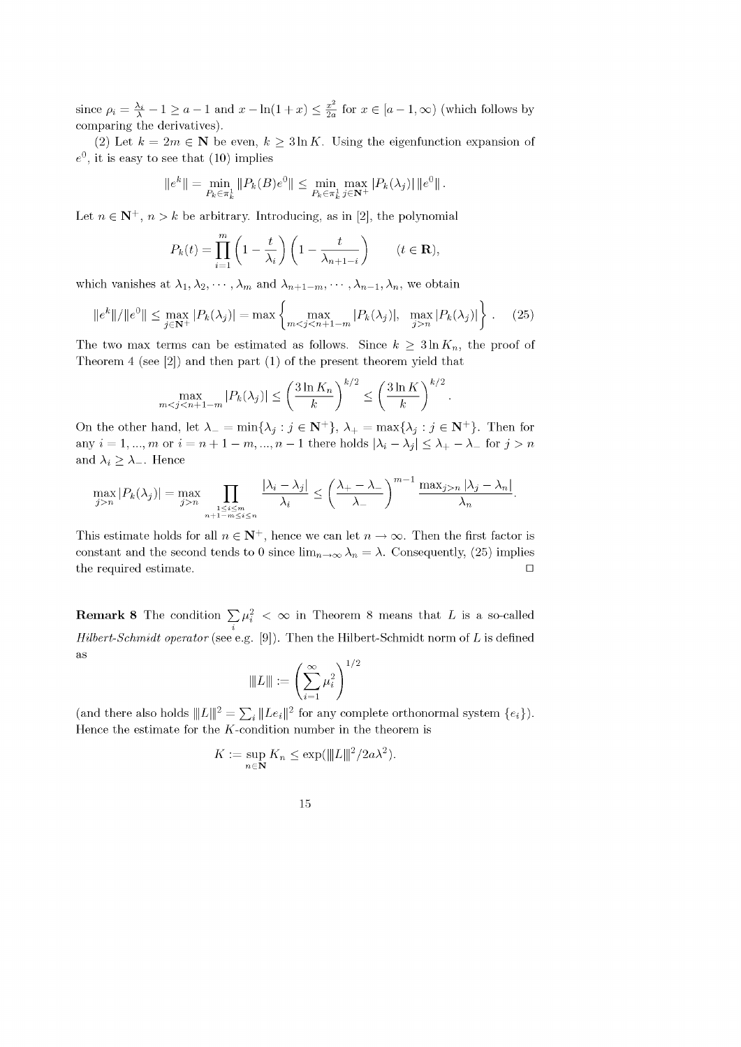since $\rho_i = \frac{\lambda_i}{\lambda} - 1 \geq a - 1$ and $x - \ln(1+x) \leq \frac{x^2}{2a}$ for $x \in [a-1, \infty)$ (which follows by comparing the derivatives).

(2) Let $k = 2m \in \mathbf{N}$ be even, $k \geq 3 \ln K$. Using the eigenfunction expansion of $e^0$, it is easy to see that (10) implies

$$\|e^k\| = \min_{P_k \in \pi_k^1} \|P_k(B)e^0\| \leq \min_{P_k \in \pi_k^1} \max_{j \in \mathbf{N}^+} |P_k(\lambda_j)| \, \|e^0\| \, .$$

Let $n \in \mathbf{N}^+$, $n > k$ be arbitrary. Introducing, as in [2], the polynomial

$$P_k(t) = \prod_{i=1}^{m} \left(1 - \frac{t}{\lambda_i}\right)\left(1 - \frac{t}{\lambda_{n+1-i}}\right) \qquad (t \in \mathbf{R}),$$

which vanishes at $\lambda_1, \lambda_2, \cdots, \lambda_m$ and $\lambda_{n+1-m}, \cdots, \lambda_{n-1}, \lambda_n$, we obtain

$$\|e^k\|/\|e^0\| \leq \max_{j \in \mathbf{N}^+} |P_k(\lambda_j)| = \max \left\{ \max_{m<j<n+1-m} |P_k(\lambda_j)|, \; \max_{j>n} |P_k(\lambda_j)| \right\}. \quad (25)$$

The two max terms can be estimated as follows. Since $k \geq 3 \ln K_n$, the proof of Theorem 4 (see [2]) and then part (1) of the present theorem yield that

$$\max_{m<j<n+1-m} |P_k(\lambda_j)| \leq \left(\frac{3 \ln K_n}{k}\right)^{k/2} \leq \left(\frac{3 \ln K}{k}\right)^{k/2}.$$

On the other hand, let $\lambda_- = \min\{\lambda_j : j \in \mathbf{N}^+\}$, $\lambda_+ = \max\{\lambda_j : j \in \mathbf{N}^+\}$. Then for any $i = 1, ..., m$ or $i = n+1-m, ..., n-1$ there holds $|\lambda_i - \lambda_j| \leq \lambda_+ - \lambda_-$ for $j > n$ and $\lambda_i \geq \lambda_-$. Hence

$$\max_{j>n} |P_k(\lambda_j)| = \max_{j>n} \prod_{\substack{1 \leq i \leq m \\ n+1-m \leq i \leq n}} \frac{|\lambda_i - \lambda_j|}{\lambda_i} \leq \left(\frac{\lambda_+ - \lambda_-}{\lambda_-}\right)^{m-1} \frac{\max_{j>n} |\lambda_j - \lambda_n|}{\lambda_n}.$$

This estimate holds for all $n \in \mathbf{N}^+$, hence we can let $n \to \infty$. Then the first factor is constant and the second tends to 0 since $\lim_{n \to \infty} \lambda_n = \lambda$. Consequently, (25) implies the required estimate. $\square$

**Remark 8** The condition $\sum_i \mu_i^2 < \infty$ in Theorem 8 means that $L$ is a so-called *Hilbert-Schmidt operator* (see e.g. [9]). Then the Hilbert-Schmidt norm of $L$ is defined as

$$|||L||| := \left(\sum_{i=1}^{\infty} \mu_i^2\right)^{1/2}$$

(and there also holds $|||L|||^2 = \sum_i \|Le_i\|^2$ for any complete orthonormal system $\{e_i\}$). Hence the estimate for the $K$-condition number in the theorem is

$$K := \sup_{n \in \mathbf{N}} K_n \leq \exp(|||L|||^2 / 2a\lambda^2).$$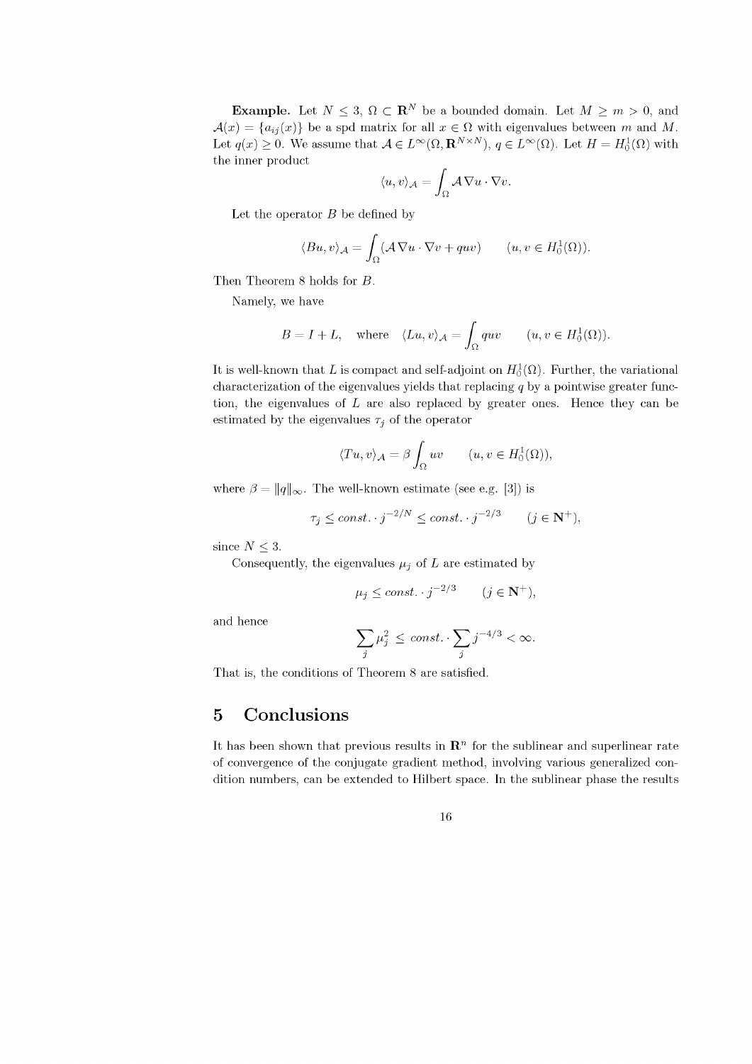**Example.** Let $N \le 3$, $\Omega \subset \mathbf{R}^N$ be a bounded domain. Let $M \ge m > 0$, and $\mathcal{A}(x) = \{a_{ij}(x)\}$ be a spd matrix for all $x \in \Omega$ with eigenvalues between $m$ and $M$. Let $q(x) \ge 0$. We assume that $\mathcal{A} \in L^\infty(\Omega, \mathbf{R}^{N\times N})$, $q \in L^\infty(\Omega)$. Let $H = H_0^1(\Omega)$ with the inner product

$$\langle u, v\rangle_{\mathcal{A}} = \int_\Omega \mathcal{A}\nabla u \cdot \nabla v.$$

Let the operator $B$ be defined by

$$\langle Bu, v\rangle_{\mathcal{A}} = \int_\Omega (\mathcal{A}\nabla u \cdot \nabla v + quv) \qquad (u, v \in H_0^1(\Omega)).$$

Then Theorem 8 holds for $B$.

Namely, we have

$$B = I + L, \quad \text{where} \quad \langle Lu, v\rangle_{\mathcal{A}} = \int_\Omega quv \qquad (u, v \in H_0^1(\Omega)).$$

It is well-known that $L$ is compact and self-adjoint on $H_0^1(\Omega)$. Further, the variational characterization of the eigenvalues yields that replacing $q$ by a pointwise greater function, the eigenvalues of $L$ are also replaced by greater ones. Hence they can be estimated by the eigenvalues $\tau_j$ of the operator

$$\langle Tu, v\rangle_{\mathcal{A}} = \beta \int_\Omega uv \qquad (u, v \in H_0^1(\Omega)),$$

where $\beta = \|q\|_\infty$. The well-known estimate (see e.g. [3]) is

$$\tau_j \le const. \cdot j^{-2/N} \le const. \cdot j^{-2/3} \qquad (j \in \mathbf{N}^+),$$

since $N \le 3$.

Consequently, the eigenvalues $\mu_j$ of $L$ are estimated by

$$\mu_j \le const. \cdot j^{-2/3} \qquad (j \in \mathbf{N}^+),$$

and hence

$$\sum_j \mu_j^2 \le const. \cdot \sum_j j^{-4/3} < \infty.$$

That is, the conditions of Theorem 8 are satisfied.

# 5 Conclusions

It has been shown that previous results in $\mathbf{R}^n$ for the sublinear and superlinear rate of convergence of the conjugate gradient method, involving various generalized condition numbers, can be extended to Hilbert space. In the sublinear phase the results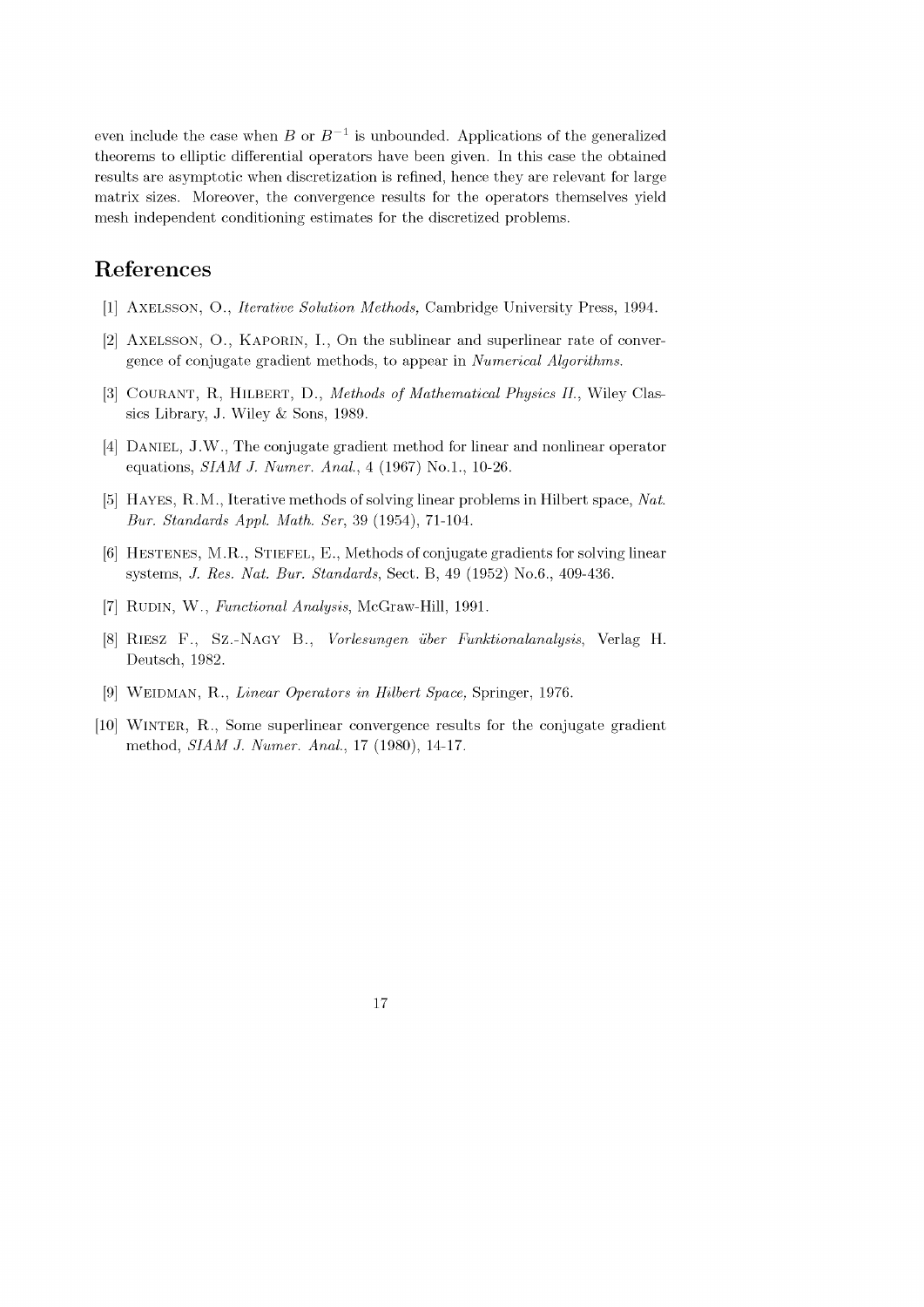even include the case when $B$ or $B^{-1}$ is unbounded. Applications of the generalized theorems to elliptic differential operators have been given. In this case the obtained results are asymptotic when discretization is refined, hence they are relevant for large matrix sizes. Moreover, the convergence results for the operators themselves yield mesh independent conditioning estimates for the discretized problems.

# References

[1] Axelsson, O., *Iterative Solution Methods,* Cambridge University Press, 1994.

[2] Axelsson, O., Kaporin, I., On the sublinear and superlinear rate of convergence of conjugate gradient methods, to appear in *Numerical Algorithms.*

[3] Courant, R, Hilbert, D., *Methods of Mathematical Physics II.*, Wiley Classics Library, J. Wiley & Sons, 1989.

[4] Daniel, J.W., The conjugate gradient method for linear and nonlinear operator equations, *SIAM J. Numer. Anal.*, 4 (1967) No.1., 10-26.

[5] Hayes, R.M., Iterative methods of solving linear problems in Hilbert space, *Nat. Bur. Standards Appl. Math. Ser*, 39 (1954), 71-104.

[6] Hestenes, M.R., Stiefel, E., Methods of conjugate gradients for solving linear systems, *J. Res. Nat. Bur. Standards*, Sect. B, 49 (1952) No.6., 409-436.

[7] Rudin, W., *Functional Analysis*, McGraw-Hill, 1991.

[8] Riesz F., Sz.-Nagy B., *Vorlesungen über Funktionalanalysis*, Verlag H. Deutsch, 1982.

[9] Weidman, R., *Linear Operators in Hilbert Space,* Springer, 1976.

[10] Winter, R., Some superlinear convergence results for the conjugate gradient method, *SIAM J. Numer. Anal.*, 17 (1980), 14-17.